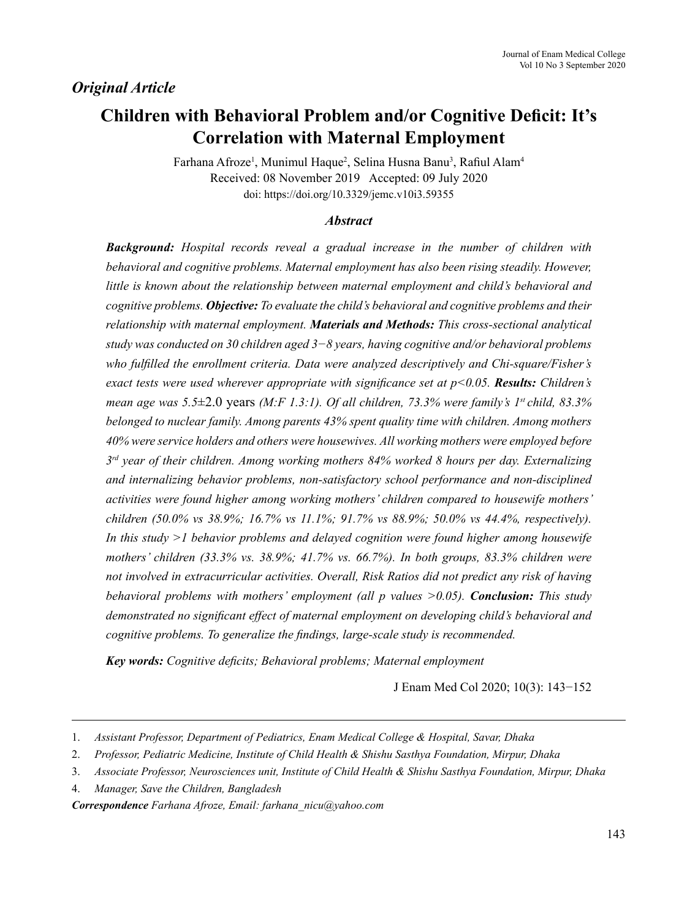*Original Article*

# Children with Behavioral Problem and/or Cognitive Deficit: It's Correlation with Maternal Employment

Farhana Afroze[1], Munimul Haque[2], Selina Husna Banu[3], Rafiul Alam[4]

Received: 08 November 2019 Accepted: 09 July 2020

doi: https://doi.org/10.3329/jemc.v10i3.59355

### *Abstract*

***Background:*** *Hospital records reveal a gradual increase in the number of children with behavioral and cognitive problems. Maternal employment has also been rising steadily. However, little is known about the relationship between maternal employment and child's behavioral and cognitive problems.* ***Objective:*** *To evaluate the child's behavioral and cognitive problems and their relationship with maternal employment.* ***Materials and Methods:*** *This cross-sectional analytical study was conducted on 30 children aged 3−8 years, having cognitive and/or behavioral problems who fulfilled the enrollment criteria. Data were analyzed descriptively and Chi-square/Fisher's exact tests were used wherever appropriate with significance set at p<0.05.* ***Results:*** *Children's mean age was 5.5±2.0 years (M:F 1.3:1). Of all children, 73.3% were family's 1st child, 83.3% belonged to nuclear family. Among parents 43% spent quality time with children. Among mothers 40% were service holders and others were housewives. All working mothers were employed before 3rd year of their children. Among working mothers 84% worked 8 hours per day. Externalizing and internalizing behavior problems, non-satisfactory school performance and non-disciplined activities were found higher among working mothers' children compared to housewife mothers' children (50.0% vs 38.9%; 16.7% vs 11.1%; 91.7% vs 88.9%; 50.0% vs 44.4%, respectively). In this study >1 behavior problems and delayed cognition were found higher among housewife mothers' children (33.3% vs. 38.9%; 41.7% vs. 66.7%). In both groups, 83.3% children were not involved in extracurricular activities. Overall, Risk Ratios did not predict any risk of having behavioral problems with mothers' employment (all p values >0.05).* ***Conclusion:*** *This study demonstrated no significant effect of maternal employment on developing child's behavioral and cognitive problems. To generalize the findings, large-scale study is recommended.*

***Key words:*** *Cognitive deficits; Behavioral problems; Maternal employment*

J Enam Med Col 2020; 10(3): 143−152

1. *Assistant Professor, Department of Pediatrics, Enam Medical College & Hospital, Savar, Dhaka*
2. *Professor, Pediatric Medicine, Institute of Child Health & Shishu Sasthya Foundation, Mirpur, Dhaka*
3. *Associate Professor, Neurosciences unit, Institute of Child Health & Shishu Sasthya Foundation, Mirpur, Dhaka*
4. *Manager, Save the Children, Bangladesh*

***Correspondence*** *Farhana Afroze, Email: farhana_nicu@yahoo.com*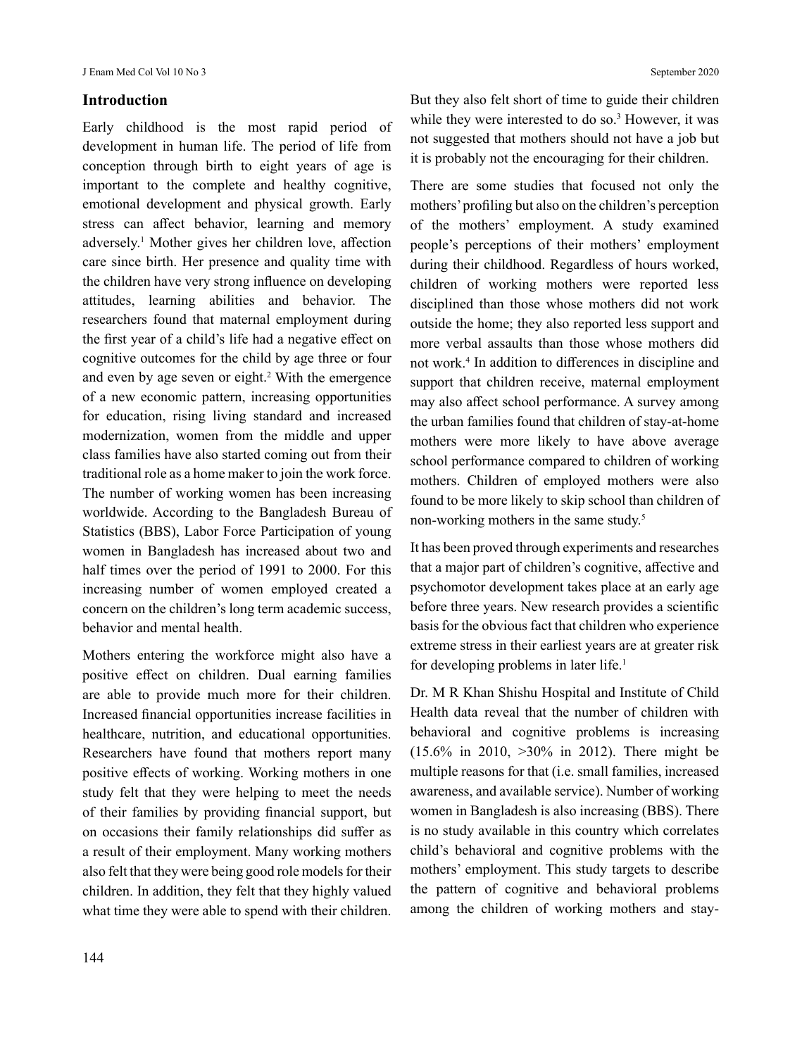## Introduction

Early childhood is the most rapid period of development in human life. The period of life from conception through birth to eight years of age is important to the complete and healthy cognitive, emotional development and physical growth. Early stress can affect behavior, learning and memory adversely.[1] Mother gives her children love, affection care since birth. Her presence and quality time with the children have very strong influence on developing attitudes, learning abilities and behavior. The researchers found that maternal employment during the first year of a child's life had a negative effect on cognitive outcomes for the child by age three or four and even by age seven or eight.[2] With the emergence of a new economic pattern, increasing opportunities for education, rising living standard and increased modernization, women from the middle and upper class families have also started coming out from their traditional role as a home maker to join the work force. The number of working women has been increasing worldwide. According to the Bangladesh Bureau of Statistics (BBS), Labor Force Participation of young women in Bangladesh has increased about two and half times over the period of 1991 to 2000. For this increasing number of women employed created a concern on the children's long term academic success, behavior and mental health.

Mothers entering the workforce might also have a positive effect on children. Dual earning families are able to provide much more for their children. Increased financial opportunities increase facilities in healthcare, nutrition, and educational opportunities. Researchers have found that mothers report many positive effects of working. Working mothers in one study felt that they were helping to meet the needs of their families by providing financial support, but on occasions their family relationships did suffer as a result of their employment. Many working mothers also felt that they were being good role models for their children. In addition, they felt that they highly valued what time they were able to spend with their children. But they also felt short of time to guide their children while they were interested to do so.[3] However, it was not suggested that mothers should not have a job but it is probably not the encouraging for their children.

There are some studies that focused not only the mothers' profiling but also on the children's perception of the mothers' employment. A study examined people's perceptions of their mothers' employment during their childhood. Regardless of hours worked, children of working mothers were reported less disciplined than those whose mothers did not work outside the home; they also reported less support and more verbal assaults than those whose mothers did not work.[4] In addition to differences in discipline and support that children receive, maternal employment may also affect school performance. A survey among the urban families found that children of stay-at-home mothers were more likely to have above average school performance compared to children of working mothers. Children of employed mothers were also found to be more likely to skip school than children of non-working mothers in the same study.[5]

It has been proved through experiments and researches that a major part of children's cognitive, affective and psychomotor development takes place at an early age before three years. New research provides a scientific basis for the obvious fact that children who experience extreme stress in their earliest years are at greater risk for developing problems in later life.[1]

Dr. M R Khan Shishu Hospital and Institute of Child Health data reveal that the number of children with behavioral and cognitive problems is increasing (15.6% in 2010, >30% in 2012). There might be multiple reasons for that (i.e. small families, increased awareness, and available service). Number of working women in Bangladesh is also increasing (BBS). There is no study available in this country which correlates child's behavioral and cognitive problems with the mothers' employment. This study targets to describe the pattern of cognitive and behavioral problems among the children of working mothers and stay-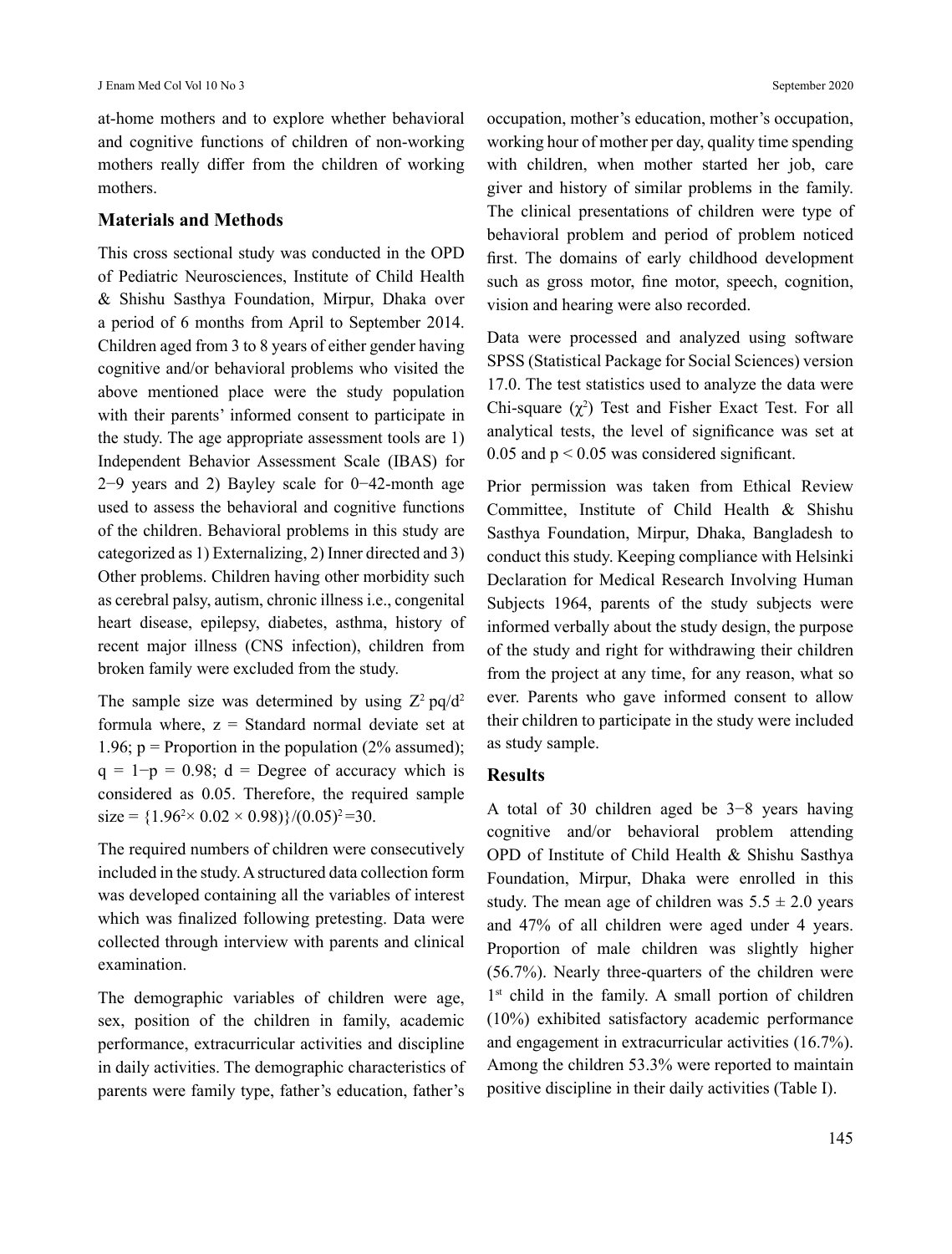at-home mothers and to explore whether behavioral and cognitive functions of children of non-working mothers really differ from the children of working mothers.

## Materials and Methods

This cross sectional study was conducted in the OPD of Pediatric Neurosciences, Institute of Child Health & Shishu Sasthya Foundation, Mirpur, Dhaka over a period of 6 months from April to September 2014. Children aged from 3 to 8 years of either gender having cognitive and/or behavioral problems who visited the above mentioned place were the study population with their parents' informed consent to participate in the study. The age appropriate assessment tools are 1) Independent Behavior Assessment Scale (IBAS) for 2−9 years and 2) Bayley scale for 0−42-month age used to assess the behavioral and cognitive functions of the children. Behavioral problems in this study are categorized as 1) Externalizing, 2) Inner directed and 3) Other problems. Children having other morbidity such as cerebral palsy, autism, chronic illness i.e., congenital heart disease, epilepsy, diabetes, asthma, history of recent major illness (CNS infection), children from broken family were excluded from the study.

The sample size was determined by using $Z^2 pq/d^2$ formula where, z = Standard normal deviate set at 1.96; p = Proportion in the population (2% assumed); q = 1−p = 0.98; d = Degree of accuracy which is considered as 0.05. Therefore, the required sample size = $\{1.96^2 \times 0.02 \times 0.98)\}/(0.05)^2 = 30$.

The required numbers of children were consecutively included in the study. A structured data collection form was developed containing all the variables of interest which was finalized following pretesting. Data were collected through interview with parents and clinical examination.

The demographic variables of children were age, sex, position of the children in family, academic performance, extracurricular activities and discipline in daily activities. The demographic characteristics of parents were family type, father's education, father's occupation, mother's education, mother's occupation, working hour of mother per day, quality time spending with children, when mother started her job, care giver and history of similar problems in the family. The clinical presentations of children were type of behavioral problem and period of problem noticed first. The domains of early childhood development such as gross motor, fine motor, speech, cognition, vision and hearing were also recorded.

Data were processed and analyzed using software SPSS (Statistical Package for Social Sciences) version 17.0. The test statistics used to analyze the data were Chi-square ($\chi^2$) Test and Fisher Exact Test. For all analytical tests, the level of significance was set at 0.05 and $p < 0.05$ was considered significant.

Prior permission was taken from Ethical Review Committee, Institute of Child Health & Shishu Sasthya Foundation, Mirpur, Dhaka, Bangladesh to conduct this study. Keeping compliance with Helsinki Declaration for Medical Research Involving Human Subjects 1964, parents of the study subjects were informed verbally about the study design, the purpose of the study and right for withdrawing their children from the project at any time, for any reason, what so ever. Parents who gave informed consent to allow their children to participate in the study were included as study sample.

## Results

A total of 30 children aged be 3−8 years having cognitive and/or behavioral problem attending OPD of Institute of Child Health & Shishu Sasthya Foundation, Mirpur, Dhaka were enrolled in this study. The mean age of children was 5.5 ± 2.0 years and 47% of all children were aged under 4 years. Proportion of male children was slightly higher (56.7%). Nearly three-quarters of the children were 1st child in the family. A small portion of children (10%) exhibited satisfactory academic performance and engagement in extracurricular activities (16.7%). Among the children 53.3% were reported to maintain positive discipline in their daily activities (Table I).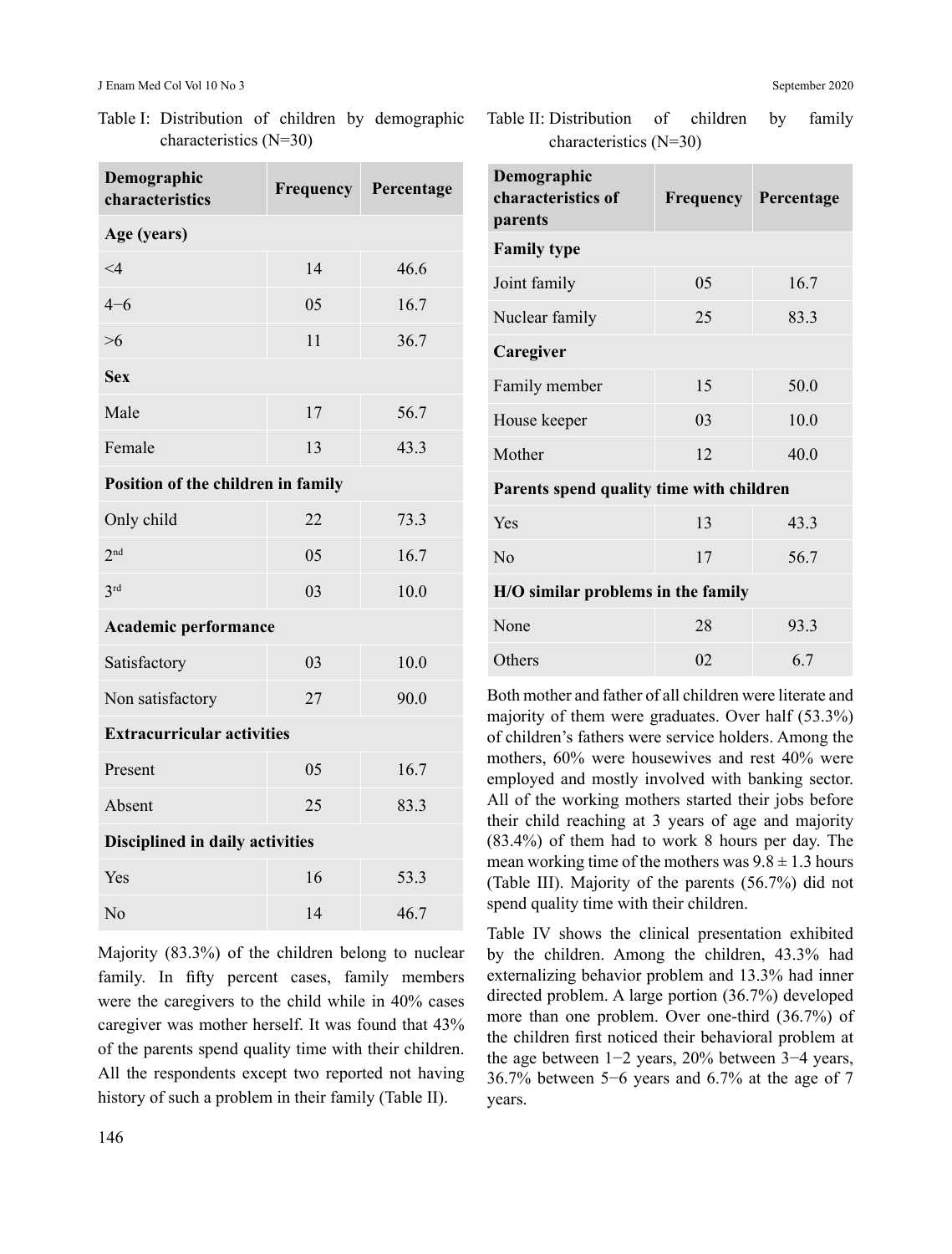Table I: Distribution of children by demographic characteristics (N=30)

| Demographic characteristics | Frequency | Percentage |
|---|---|---|
| **Age (years)** | | |
| <4 | 14 | 46.6 |
| 4−6 | 05 | 16.7 |
| >6 | 11 | 36.7 |
| **Sex** | | |
| Male | 17 | 56.7 |
| Female | 13 | 43.3 |
| **Position of the children in family** | | |
| Only child | 22 | 73.3 |
| 2nd | 05 | 16.7 |
| 3rd | 03 | 10.0 |
| **Academic performance** | | |
| Satisfactory | 03 | 10.0 |
| Non satisfactory | 27 | 90.0 |
| **Extracurricular activities** | | |
| Present | 05 | 16.7 |
| Absent | 25 | 83.3 |
| **Disciplined in daily activities** | | |
| Yes | 16 | 53.3 |
| No | 14 | 46.7 |

Majority (83.3%) of the children belong to nuclear family. In fifty percent cases, family members were the caregivers to the child while in 40% cases caregiver was mother herself. It was found that 43% of the parents spend quality time with their children. All the respondents except two reported not having history of such a problem in their family (Table II).

Table II: Distribution of children by family characteristics (N=30)

| Demographic characteristics of parents | Frequency | Percentage |
|---|---|---|
| **Family type** | | |
| Joint family | 05 | 16.7 |
| Nuclear family | 25 | 83.3 |
| **Caregiver** | | |
| Family member | 15 | 50.0 |
| House keeper | 03 | 10.0 |
| Mother | 12 | 40.0 |
| **Parents spend quality time with children** | | |
| Yes | 13 | 43.3 |
| No | 17 | 56.7 |
| **H/O similar problems in the family** | | |
| None | 28 | 93.3 |
| Others | 02 | 6.7 |

Both mother and father of all children were literate and majority of them were graduates. Over half (53.3%) of children's fathers were service holders. Among the mothers, 60% were housewives and rest 40% were employed and mostly involved with banking sector. All of the working mothers started their jobs before their child reaching at 3 years of age and majority (83.4%) of them had to work 8 hours per day. The mean working time of the mothers was $9.8 \pm 1.3$ hours (Table III). Majority of the parents (56.7%) did not spend quality time with their children.

Table IV shows the clinical presentation exhibited by the children. Among the children, 43.3% had externalizing behavior problem and 13.3% had inner directed problem. A large portion (36.7%) developed more than one problem. Over one-third (36.7%) of the children first noticed their behavioral problem at the age between 1−2 years, 20% between 3−4 years, 36.7% between 5−6 years and 6.7% at the age of 7 years.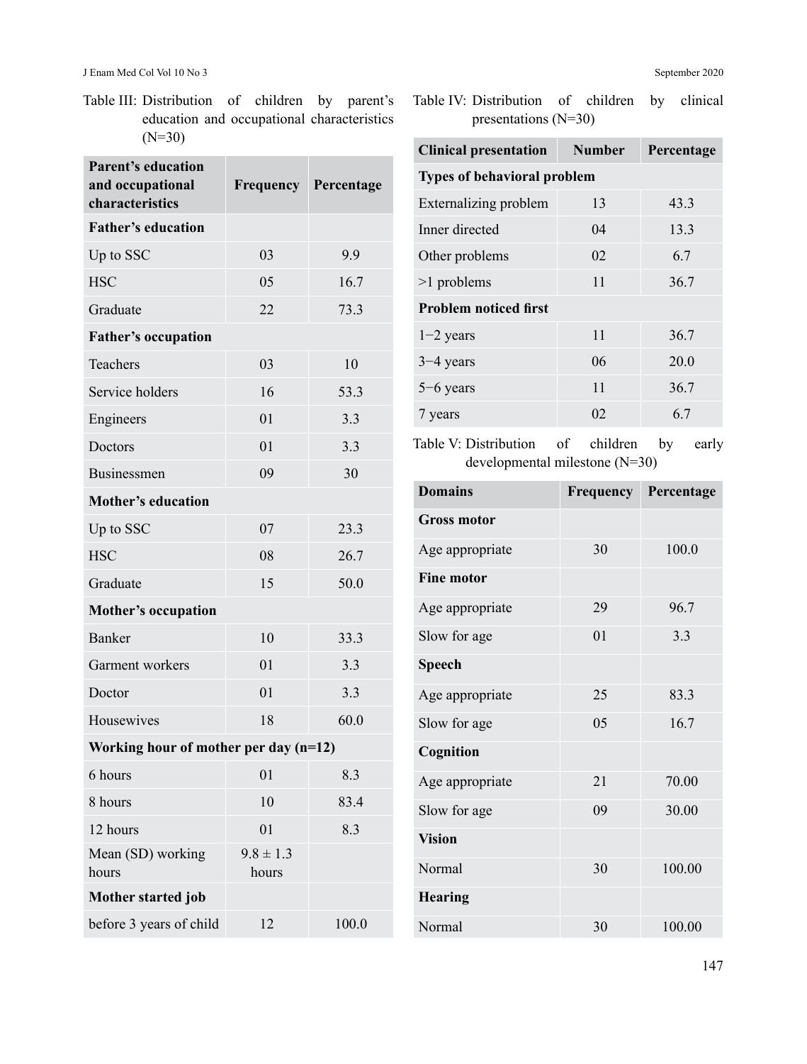Table III: Distribution of children by parent's education and occupational characteristics (N=30)

| Parent's education and occupational characteristics | Frequency | Percentage |
|---|---|---|
| **Father's education** | | |
| Up to SSC | 03 | 9.9 |
| HSC | 05 | 16.7 |
| Graduate | 22 | 73.3 |
| **Father's occupation** | | |
| Teachers | 03 | 10 |
| Service holders | 16 | 53.3 |
| Engineers | 01 | 3.3 |
| Doctors | 01 | 3.3 |
| Businessmen | 09 | 30 |
| **Mother's education** | | |
| Up to SSC | 07 | 23.3 |
| HSC | 08 | 26.7 |
| Graduate | 15 | 50.0 |
| **Mother's occupation** | | |
| Banker | 10 | 33.3 |
| Garment workers | 01 | 3.3 |
| Doctor | 01 | 3.3 |
| Housewives | 18 | 60.0 |
| **Working hour of mother per day (n=12)** | | |
| 6 hours | 01 | 8.3 |
| 8 hours | 10 | 83.4 |
| 12 hours | 01 | 8.3 |
| Mean (SD) working hours | 9.8 ± 1.3 hours | |
| **Mother started job** | | |
| before 3 years of child | 12 | 100.0 |

Table IV: Distribution of children by clinical presentations (N=30)

| Clinical presentation | Number | Percentage |
|---|---|---|
| **Types of behavioral problem** | | |
| Externalizing problem | 13 | 43.3 |
| Inner directed | 04 | 13.3 |
| Other problems | 02 | 6.7 |
| >1 problems | 11 | 36.7 |
| **Problem noticed first** | | |
| 1−2 years | 11 | 36.7 |
| 3−4 years | 06 | 20.0 |
| 5−6 years | 11 | 36.7 |
| 7 years | 02 | 6.7 |

Table V: Distribution of children by early developmental milestone (N=30)

| Domains | Frequency | Percentage |
|---|---|---|
| **Gross motor** | | |
| Age appropriate | 30 | 100.0 |
| **Fine motor** | | |
| Age appropriate | 29 | 96.7 |
| Slow for age | 01 | 3.3 |
| **Speech** | | |
| Age appropriate | 25 | 83.3 |
| Slow for age | 05 | 16.7 |
| **Cognition** | | |
| Age appropriate | 21 | 70.00 |
| Slow for age | 09 | 30.00 |
| **Vision** | | |
| Normal | 30 | 100.00 |
| **Hearing** | | |
| Normal | 30 | 100.00 |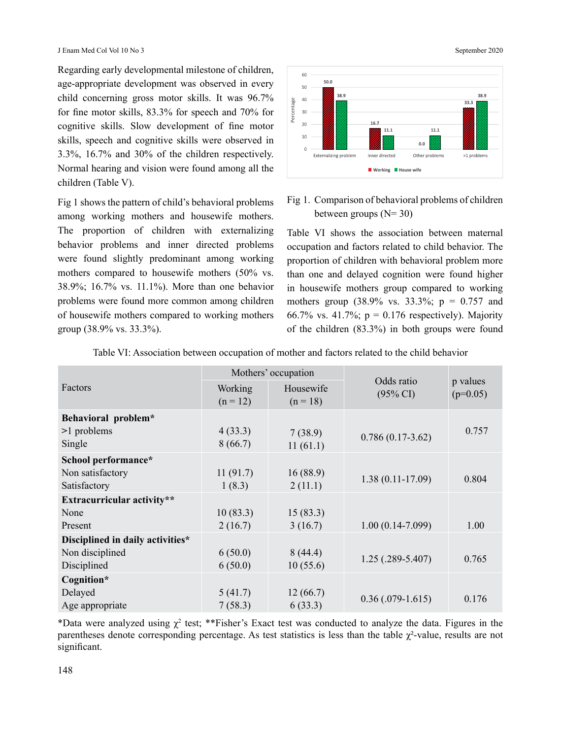Regarding early developmental milestone of children, age-appropriate development was observed in every child concerning gross motor skills. It was 96.7% for fine motor skills, 83.3% for speech and 70% for cognitive skills. Slow development of fine motor skills, speech and cognitive skills were observed in 3.3%, 16.7% and 30% of the children respectively. Normal hearing and vision were found among all the children (Table V).

Fig 1 shows the pattern of child's behavioral problems among working mothers and housewife mothers. The proportion of children with externalizing behavior problems and inner directed problems were found slightly predominant among working mothers compared to housewife mothers (50% vs. 38.9%; 16.7% vs. 11.1%). More than one behavior problems were found more common among children of housewife mothers compared to working mothers group (38.9% vs. 33.3%).

Fig 1. Comparison of behavioral problems of children between groups (N= 30)

Table VI shows the association between maternal occupation and factors related to child behavior. The proportion of children with behavioral problem more than one and delayed cognition were found higher in housewife mothers group compared to working mothers group (38.9% vs. 33.3%; p = 0.757 and 66.7% vs. 41.7%; p = 0.176 respectively). Majority of the children (83.3%) in both groups were found

Table VI: Association between occupation of mother and factors related to the child behavior

| Factors | Mothers' occupation | | Odds ratio (95% CI) | p values (p=0.05) |
|---|---|---|---|---|
| | Working (n = 12) | Housewife (n = 18) | | |
| **Behavioral problem*** | | | | |
| >1 problems | 4 (33.3) | 7 (38.9) | 0.786 (0.17-3.62) | 0.757 |
| Single | 8 (66.7) | 11 (61.1) | | |
| **School performance*** | | | | |
| Non satisfactory | 11 (91.7) | 16 (88.9) | 1.38 (0.11-17.09) | 0.804 |
| Satisfactory | 1 (8.3) | 2 (11.1) | | |
| **Extracurricular activity**** | | | | |
| None | 10 (83.3) | 15 (83.3) | 1.00 (0.14-7.099) | 1.00 |
| Present | 2 (16.7) | 3 (16.7) | | |
| **Disciplined in daily activities*** | | | | |
| Non disciplined | 6 (50.0) | 8 (44.4) | 1.25 (.289-5.407) | 0.765 |
| Disciplined | 6 (50.0) | 10 (55.6) | | |
| **Cognition*** | | | | |
| Delayed | 5 (41.7) | 12 (66.7) | 0.36 (.079-1.615) | 0.176 |
| Age appropriate | 7 (58.3) | 6 (33.3) | | |

*Data were analyzed using $\chi^2$ test; **Fisher's Exact test was conducted to analyze the data. Figures in the parentheses denote corresponding percentage. As test statistics is less than the table $\chi^2$-value, results are not significant.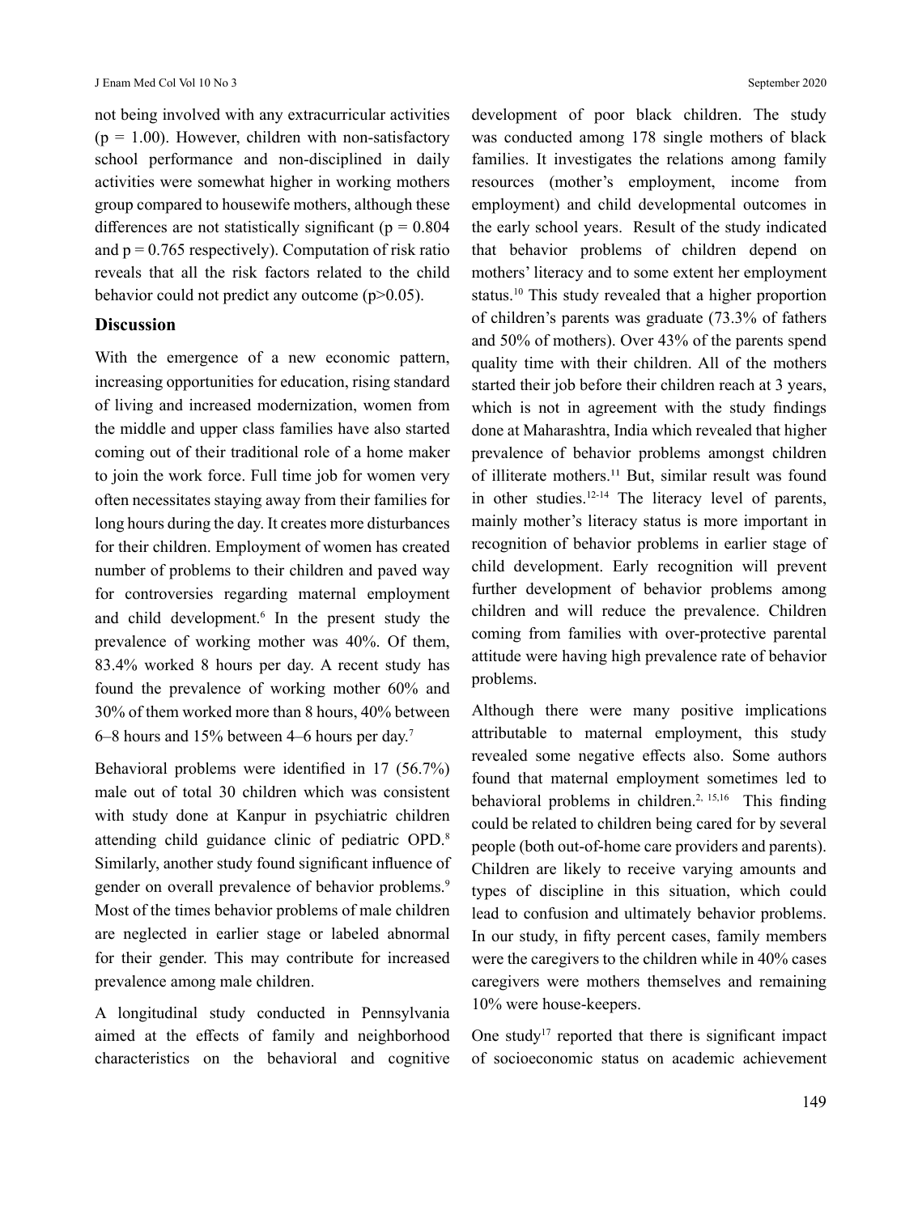not being involved with any extracurricular activities ($p = 1.00$). However, children with non-satisfactory school performance and non-disciplined in daily activities were somewhat higher in working mothers group compared to housewife mothers, although these differences are not statistically significant ($p = 0.804$ and $p = 0.765$ respectively). Computation of risk ratio reveals that all the risk factors related to the child behavior could not predict any outcome ($p>0.05$).

## Discussion

With the emergence of a new economic pattern, increasing opportunities for education, rising standard of living and increased modernization, women from the middle and upper class families have also started coming out of their traditional role of a home maker to join the work force. Full time job for women very often necessitates staying away from their families for long hours during the day. It creates more disturbances for their children. Employment of women has created number of problems to their children and paved way for controversies regarding maternal employment and child development.[6] In the present study the prevalence of working mother was 40%. Of them, 83.4% worked 8 hours per day. A recent study has found the prevalence of working mother 60% and 30% of them worked more than 8 hours, 40% between 6–8 hours and 15% between 4–6 hours per day.[7]

Behavioral problems were identified in 17 (56.7%) male out of total 30 children which was consistent with study done at Kanpur in psychiatric children attending child guidance clinic of pediatric OPD.[8] Similarly, another study found significant influence of gender on overall prevalence of behavior problems.[9] Most of the times behavior problems of male children are neglected in earlier stage or labeled abnormal for their gender. This may contribute for increased prevalence among male children.

A longitudinal study conducted in Pennsylvania aimed at the effects of family and neighborhood characteristics on the behavioral and cognitive development of poor black children. The study was conducted among 178 single mothers of black families. It investigates the relations among family resources (mother's employment, income from employment) and child developmental outcomes in the early school years. Result of the study indicated that behavior problems of children depend on mothers' literacy and to some extent her employment status.[10] This study revealed that a higher proportion of children's parents was graduate (73.3% of fathers and 50% of mothers). Over 43% of the parents spend quality time with their children. All of the mothers started their job before their children reach at 3 years, which is not in agreement with the study findings done at Maharashtra, India which revealed that higher prevalence of behavior problems amongst children of illiterate mothers.[11] But, similar result was found in other studies.[12-14] The literacy level of parents, mainly mother's literacy status is more important in recognition of behavior problems in earlier stage of child development. Early recognition will prevent further development of behavior problems among children and will reduce the prevalence. Children coming from families with over-protective parental attitude were having high prevalence rate of behavior problems.

Although there were many positive implications attributable to maternal employment, this study revealed some negative effects also. Some authors found that maternal employment sometimes led to behavioral problems in children.[2, 15,16] This finding could be related to children being cared for by several people (both out-of-home care providers and parents). Children are likely to receive varying amounts and types of discipline in this situation, which could lead to confusion and ultimately behavior problems. In our study, in fifty percent cases, family members were the caregivers to the children while in 40% cases caregivers were mothers themselves and remaining 10% were house-keepers.

One study[17] reported that there is significant impact of socioeconomic status on academic achievement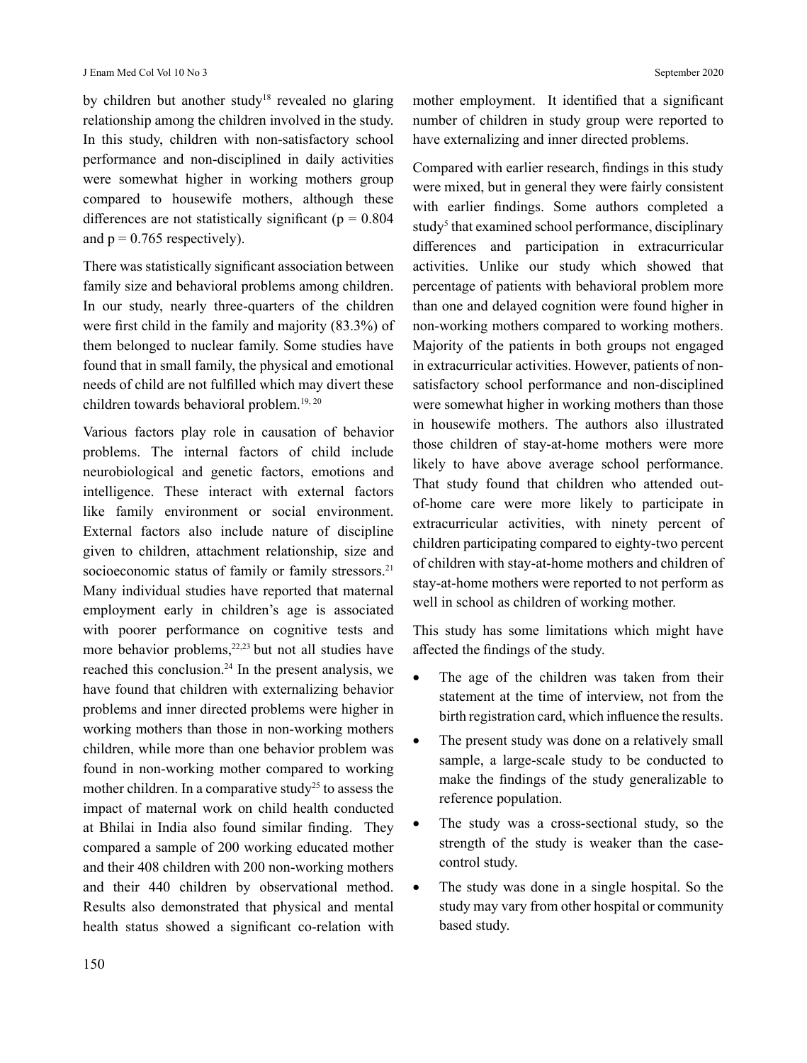by children but another study[18] revealed no glaring relationship among the children involved in the study. In this study, children with non-satisfactory school performance and non-disciplined in daily activities were somewhat higher in working mothers group compared to housewife mothers, although these differences are not statistically significant ($p = 0.804$ and $p = 0.765$ respectively).

There was statistically significant association between family size and behavioral problems among children. In our study, nearly three-quarters of the children were first child in the family and majority (83.3%) of them belonged to nuclear family. Some studies have found that in small family, the physical and emotional needs of child are not fulfilled which may divert these children towards behavioral problem.[19, 20]

Various factors play role in causation of behavior problems. The internal factors of child include neurobiological and genetic factors, emotions and intelligence. These interact with external factors like family environment or social environment. External factors also include nature of discipline given to children, attachment relationship, size and socioeconomic status of family or family stressors.[21] Many individual studies have reported that maternal employment early in children's age is associated with poorer performance on cognitive tests and more behavior problems,[22,23] but not all studies have reached this conclusion.[24] In the present analysis, we have found that children with externalizing behavior problems and inner directed problems were higher in working mothers than those in non-working mothers children, while more than one behavior problem was found in non-working mother compared to working mother children. In a comparative study[25] to assess the impact of maternal work on child health conducted at Bhilai in India also found similar finding. They compared a sample of 200 working educated mother and their 408 children with 200 non-working mothers and their 440 children by observational method. Results also demonstrated that physical and mental health status showed a significant co-relation with mother employment. It identified that a significant number of children in study group were reported to have externalizing and inner directed problems.

Compared with earlier research, findings in this study were mixed, but in general they were fairly consistent with earlier findings. Some authors completed a study[5] that examined school performance, disciplinary differences and participation in extracurricular activities. Unlike our study which showed that percentage of patients with behavioral problem more than one and delayed cognition were found higher in non-working mothers compared to working mothers. Majority of the patients in both groups not engaged in extracurricular activities. However, patients of non-satisfactory school performance and non-disciplined were somewhat higher in working mothers than those in housewife mothers. The authors also illustrated those children of stay-at-home mothers were more likely to have above average school performance. That study found that children who attended out-of-home care were more likely to participate in extracurricular activities, with ninety percent of children participating compared to eighty-two percent of children with stay-at-home mothers and children of stay-at-home mothers were reported to not perform as well in school as children of working mother.

This study has some limitations which might have affected the findings of the study.

- The age of the children was taken from their statement at the time of interview, not from the birth registration card, which influence the results.
- The present study was done on a relatively small sample, a large-scale study to be conducted to make the findings of the study generalizable to reference population.
- The study was a cross-sectional study, so the strength of the study is weaker than the case-control study.
- The study was done in a single hospital. So the study may vary from other hospital or community based study.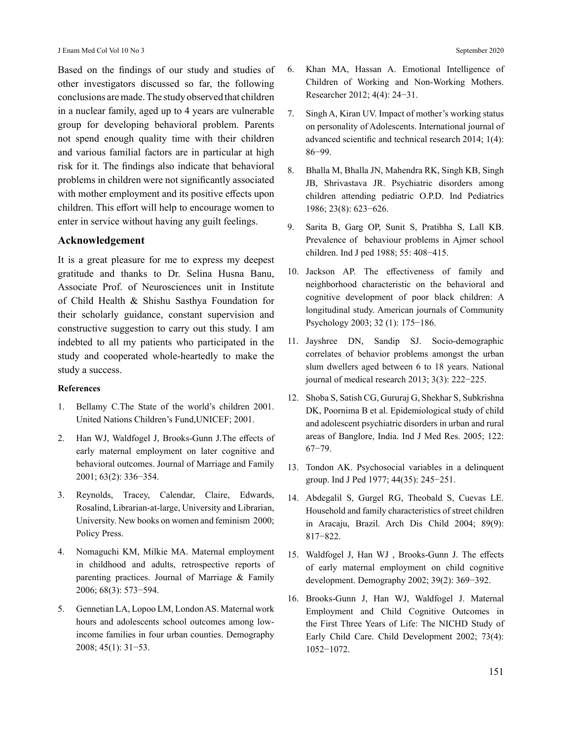Based on the findings of our study and studies of other investigators discussed so far, the following conclusions are made. The study observed that children in a nuclear family, aged up to 4 years are vulnerable group for developing behavioral problem. Parents not spend enough quality time with their children and various familial factors are in particular at high risk for it. The findings also indicate that behavioral problems in children were not significantly associated with mother employment and its positive effects upon children. This effort will help to encourage women to enter in service without having any guilt feelings.

## Acknowledgement

It is a great pleasure for me to express my deepest gratitude and thanks to Dr. Selina Husna Banu, Associate Prof. of Neurosciences unit in Institute of Child Health & Shishu Sasthya Foundation for their scholarly guidance, constant supervision and constructive suggestion to carry out this study. I am indebted to all my patients who participated in the study and cooperated whole-heartedly to make the study a success.

### References

1. Bellamy C.The State of the world's children 2001. United Nations Children's Fund,UNICEF; 2001.
2. Han WJ, Waldfogel J, Brooks-Gunn J.The effects of early maternal employment on later cognitive and behavioral outcomes. Journal of Marriage and Family 2001; 63(2): 336−354.
3. Reynolds, Tracey, Calendar, Claire, Edwards, Rosalind, Librarian-at-large, University and Librarian, University. New books on women and feminism 2000; Policy Press.
4. Nomaguchi KM, Milkie MA. Maternal employment in childhood and adults, retrospective reports of parenting practices. Journal of Marriage & Family 2006; 68(3): 573−594.
5. Gennetian LA, Lopoo LM, London AS. Maternal work hours and adolescents school outcomes among low-income families in four urban counties. Demography 2008; 45(1): 31−53.
6. Khan MA, Hassan A. Emotional Intelligence of Children of Working and Non-Working Mothers. Researcher 2012; 4(4): 24−31.
7. Singh A, Kiran UV. Impact of mother's working status on personality of Adolescents. International journal of advanced scientific and technical research 2014; 1(4): 86−99.
8. Bhalla M, Bhalla JN, Mahendra RK, Singh KB, Singh JB, Shrivastava JR. Psychiatric disorders among children attending pediatric O.P.D. Ind Pediatrics 1986; 23(8): 623−626.
9. Sarita B, Garg OP, Sunit S, Pratibha S, Lall KB. Prevalence of behaviour problems in Ajmer school children. Ind J ped 1988; 55: 408−415.
10. Jackson AP. The effectiveness of family and neighborhood characteristic on the behavioral and cognitive development of poor black children: A longitudinal study. American journals of Community Psychology 2003; 32 (1): 175−186.
11. Jayshree DN, Sandip SJ. Socio-demographic correlates of behavior problems amongst the urban slum dwellers aged between 6 to 18 years. National journal of medical research 2013; 3(3): 222−225.
12. Shoba S, Satish CG, Gururaj G, Shekhar S, Subkrishna DK, Poornima B et al. Epidemiological study of child and adolescent psychiatric disorders in urban and rural areas of Banglore, India. Ind J Med Res. 2005; 122: 67−79.
13. Tondon AK. Psychosocial variables in a delinquent group. Ind J Ped 1977; 44(35): 245−251.
14. Abdegalil S, Gurgel RG, Theobald S, Cuevas LE. Household and family characteristics of street children in Aracaju, Brazil. Arch Dis Child 2004; 89(9): 817−822.
15. Waldfogel J, Han WJ , Brooks-Gunn J. The effects of early maternal employment on child cognitive development. Demography 2002; 39(2): 369−392.
16. Brooks-Gunn J, Han WJ, Waldfogel J. Maternal Employment and Child Cognitive Outcomes in the First Three Years of Life: The NICHD Study of Early Child Care. Child Development 2002; 73(4): 1052−1072.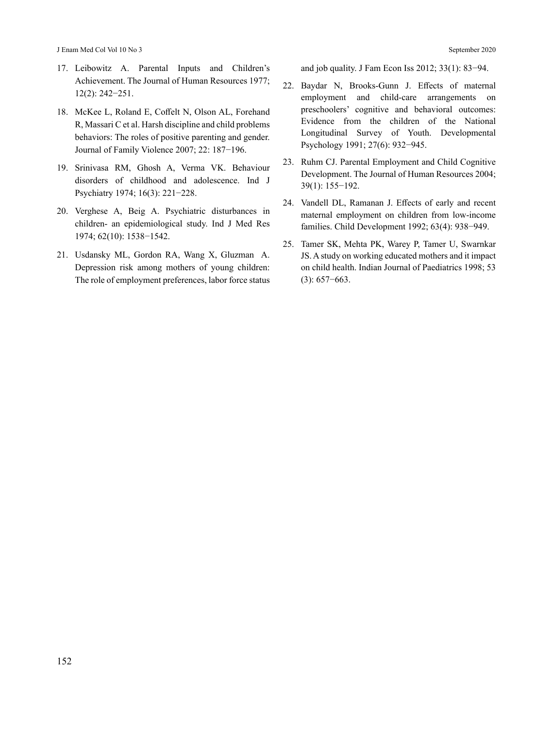17. Leibowitz A. Parental Inputs and Children's Achievement. The Journal of Human Resources 1977; 12(2): 242−251.

18. McKee L, Roland E, Coffelt N, Olson AL, Forehand R, Massari C et al. Harsh discipline and child problems behaviors: The roles of positive parenting and gender. Journal of Family Violence 2007; 22: 187−196.

19. Srinivasa RM, Ghosh A, Verma VK. Behaviour disorders of childhood and adolescence. Ind J Psychiatry 1974; 16(3): 221−228.

20. Verghese A, Beig A. Psychiatric disturbances in children- an epidemiological study. Ind J Med Res 1974; 62(10): 1538−1542.

21. Usdansky ML, Gordon RA, Wang X, Gluzman A. Depression risk among mothers of young children: The role of employment preferences, labor force status and job quality. J Fam Econ Iss 2012; 33(1): 83−94.

22. Baydar N, Brooks-Gunn J. Effects of maternal employment and child-care arrangements on preschoolers' cognitive and behavioral outcomes: Evidence from the children of the National Longitudinal Survey of Youth. Developmental Psychology 1991; 27(6): 932−945.

23. Ruhm CJ. Parental Employment and Child Cognitive Development. The Journal of Human Resources 2004; 39(1): 155−192.

24. Vandell DL, Ramanan J. Effects of early and recent maternal employment on children from low-income families. Child Development 1992; 63(4): 938−949.

25. Tamer SK, Mehta PK, Warey P, Tamer U, Swarnkar JS. A study on working educated mothers and it impact on child health. Indian Journal of Paediatrics 1998; 53 (3): 657−663.